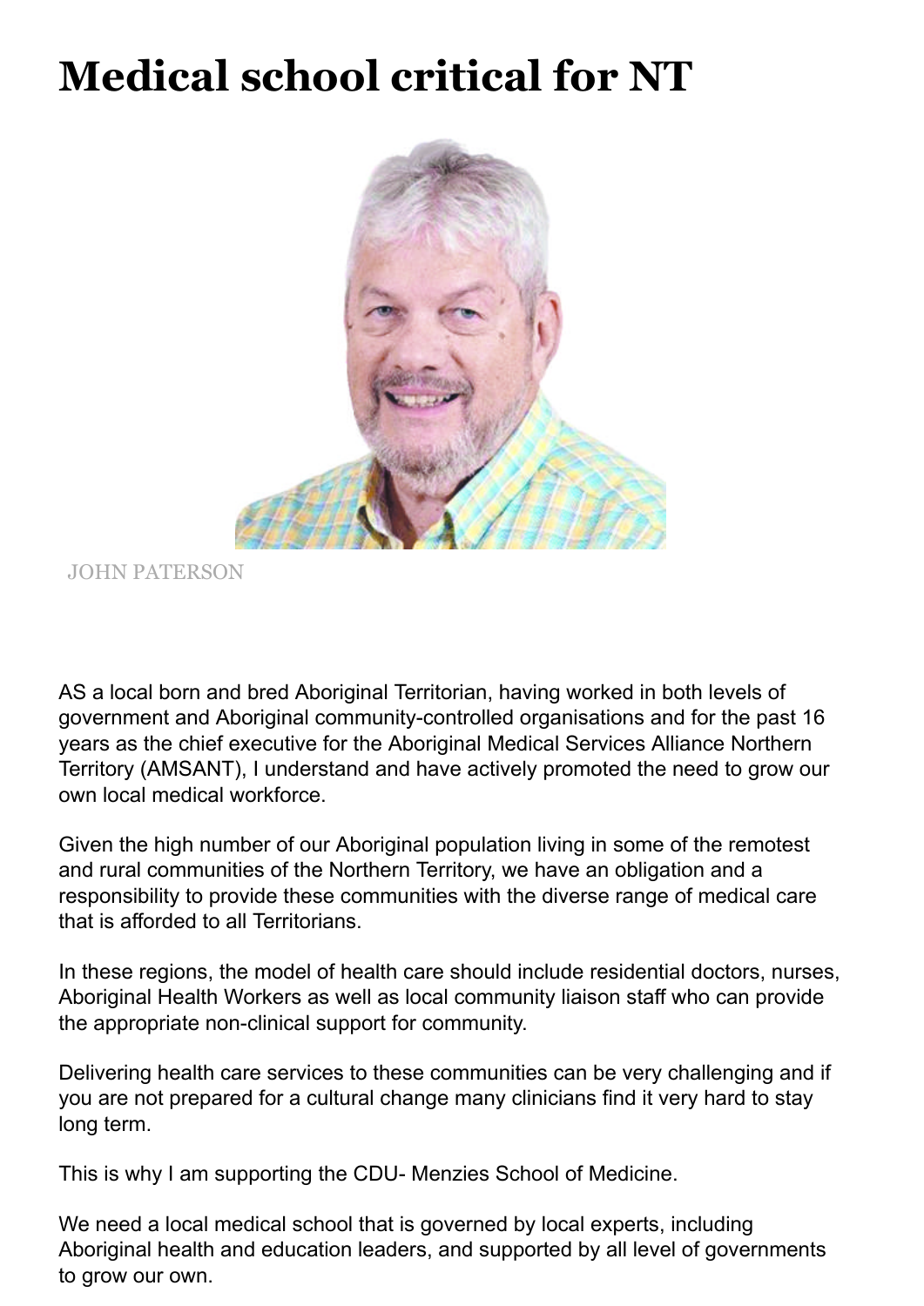# Medical school critical for NT

JOHN PATERSON

AS a local born and bred Aboriginal Territorian, having worked in both levels of government and Aboriginal community-controlled organisations and for the past 16 years as the chief executive for the Aboriginal Medical Services Alliance Northern Territory (AMSANT), I understand and have actively promoted the need to grow our own local medical workforce.

Given the high number of our Aboriginal population living in some of the remotest and rural communities of the Northern Territory, we have an obligation and a responsibility to provide these communities with the diverse range of medical care that is afforded to all Territorians.

In these regions, the model of health care should include residential doctors, nurses, Aboriginal Health Workers as well as local community liaison staff who can provide the appropriate non-clinical support for community.

Delivering health care services to these communities can be very challenging and if you are not prepared for a cultural change many clinicians find it very hard to stay long term.

This is why I am supporting the CDU- Menzies School of Medicine.

We need a local medical school that is governed by local experts, including Aboriginal health and education leaders, and supported by all level of governments to grow our own.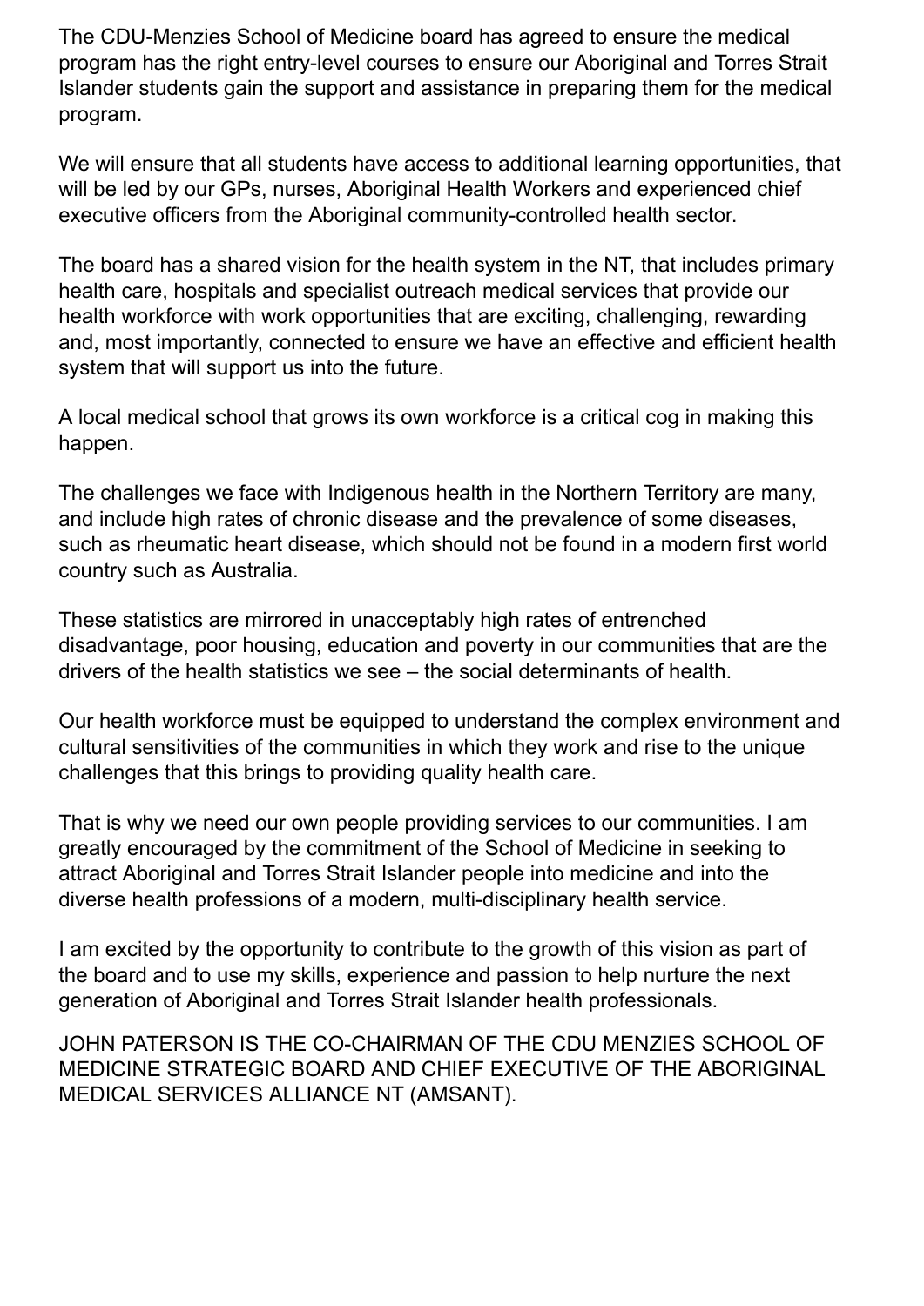The CDU-Menzies School of Medicine board has agreed to ensure the medical program has the right entry-level courses to ensure our Aboriginal and Torres Strait Islander students gain the support and assistance in preparing them for the medical program.

We will ensure that all students have access to additional learning opportunities, that will be led by our GPs, nurses, Aboriginal Health Workers and experienced chief executive officers from the Aboriginal community-controlled health sector.

The board has a shared vision for the health system in the NT, that includes primary health care, hospitals and specialist outreach medical services that provide our health workforce with work opportunities that are exciting, challenging, rewarding and, most importantly, connected to ensure we have an effective and efficient health system that will support us into the future.

A local medical school that grows its own workforce is a critical cog in making this happen.

The challenges we face with Indigenous health in the Northern Territory are many, and include high rates of chronic disease and the prevalence of some diseases, such as rheumatic heart disease, which should not be found in a modern first world country such as Australia.

These statistics are mirrored in unacceptably high rates of entrenched disadvantage, poor housing, education and poverty in our communities that are the drivers of the health statistics we see – the social determinants of health.

Our health workforce must be equipped to understand the complex environment and cultural sensitivities of the communities in which they work and rise to the unique challenges that this brings to providing quality health care.

That is why we need our own people providing services to our communities. I am greatly encouraged by the commitment of the School of Medicine in seeking to attract Aboriginal and Torres Strait Islander people into medicine and into the diverse health professions of a modern, multi-disciplinary health service.

I am excited by the opportunity to contribute to the growth of this vision as part of the board and to use my skills, experience and passion to help nurture the next generation of Aboriginal and Torres Strait Islander health professionals.

JOHN PATERSON IS THE CO-CHAIRMAN OF THE CDU MENZIES SCHOOL OF MEDICINE STRATEGIC BOARD AND CHIEF EXECUTIVE OF THE ABORIGINAL MEDICAL SERVICES ALLIANCE NT (AMSANT).